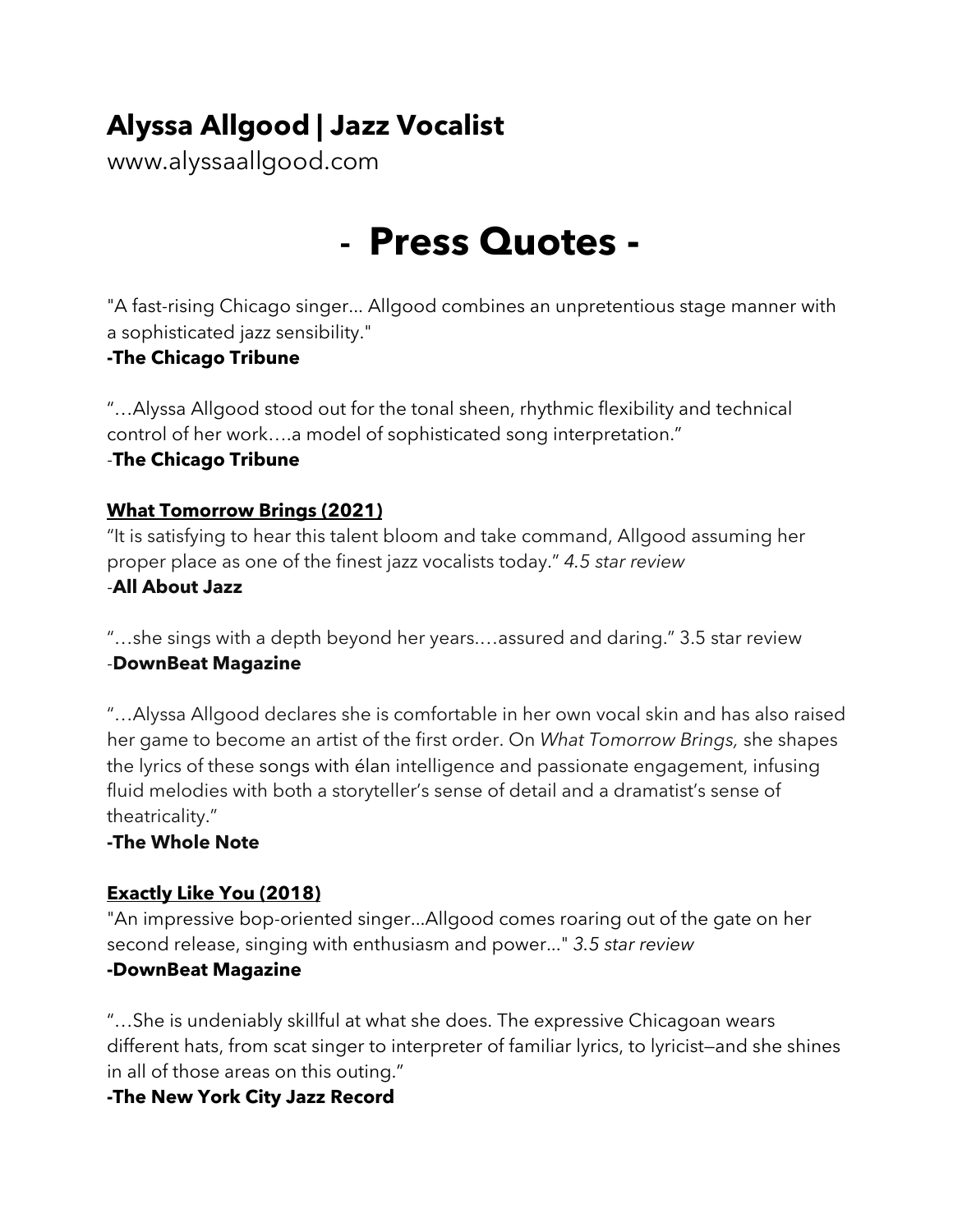# Alyssa Allgood | Jazz Vocalist

www.alyssaallgood.com

# - Press Quotes -

"A fast-rising Chicago singer... Allgood combines an unpretentious stage manner with a sophisticated jazz sensibility."

**-The Chicago Tribune**

"…Alyssa Allgood stood out for the tonal sheen, rhythmic flexibility and technical control of her work….a model of sophisticated song interpretation."

-**The Chicago Tribune**

**What Tomorrow Brings (2021)**

"It is satisfying to hear this talent bloom and take command, Allgood assuming her proper place as one of the finest jazz vocalists today." *4.5 star review*

-**All About Jazz**

"…she sings with a depth beyond her years.…assured and daring." 3.5 star review

-**DownBeat Magazine**

"…Alyssa Allgood declares she is comfortable in her own vocal skin and has also raised her game to become an artist of the first order. On *What Tomorrow Brings,* she shapes the lyrics of these songs with élan intelligence and passionate engagement, infusing fluid melodies with both a storyteller's sense of detail and a dramatist's sense of theatricality."

**-The Whole Note**

**Exactly Like You (2018)**

"An impressive bop-oriented singer...Allgood comes roaring out of the gate on her second release, singing with enthusiasm and power..." *3.5 star review*

**-DownBeat Magazine**

"…She is undeniably skillful at what she does. The expressive Chicagoan wears different hats, from scat singer to interpreter of familiar lyrics, to lyricist—and she shines in all of those areas on this outing."

**-The New York City Jazz Record**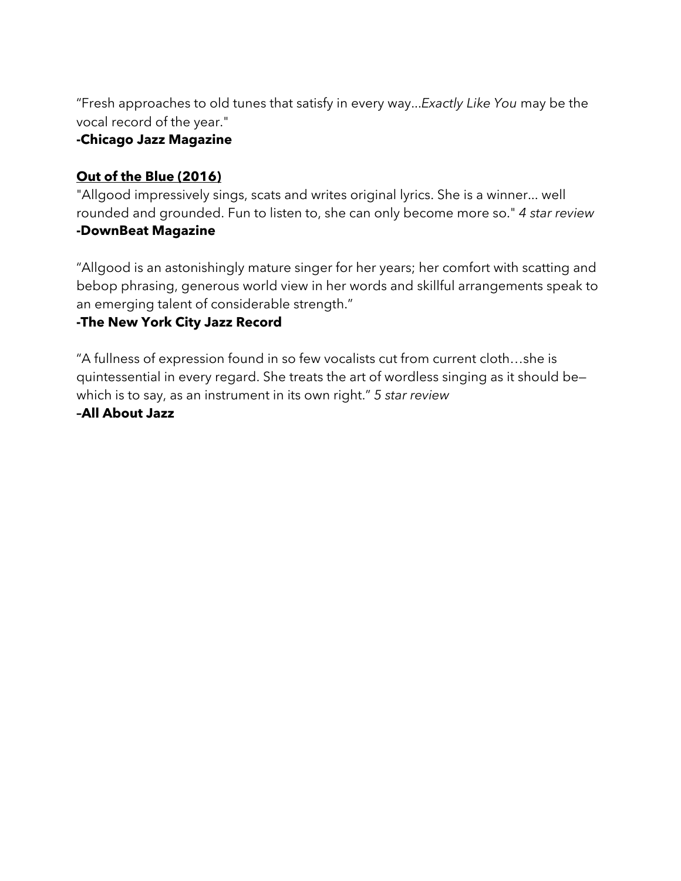"Fresh approaches to old tunes that satisfy in every way...*Exactly Like You* may be the vocal record of the year."
**-Chicago Jazz Magazine**

**<u>Out of the Blue (2016)</u>**
"Allgood impressively sings, scats and writes original lyrics. She is a winner... well rounded and grounded. Fun to listen to, she can only become more so." *4 star review*
**-DownBeat Magazine**

"Allgood is an astonishingly mature singer for her years; her comfort with scatting and bebop phrasing, generous world view in her words and skillful arrangements speak to an emerging talent of considerable strength."
**-The New York City Jazz Record**

"A fullness of expression found in so few vocalists cut from current cloth…she is quintessential in every regard. She treats the art of wordless singing as it should be—which is to say, as an instrument in its own right." *5 star review*
**–All About Jazz**